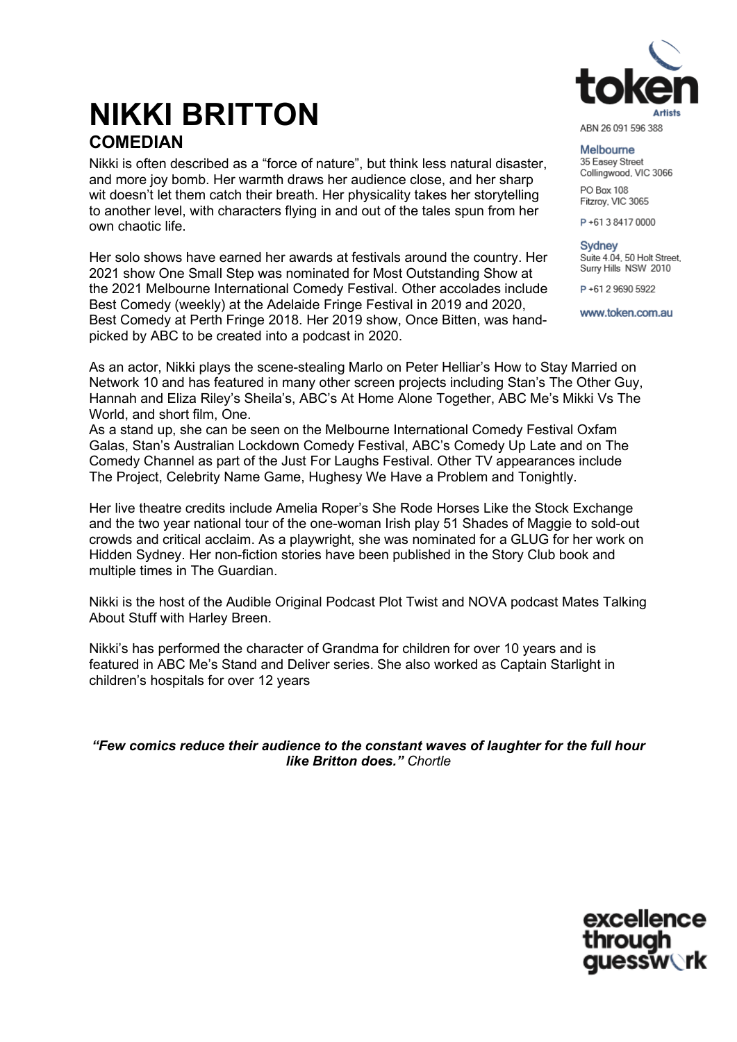# NIKKI BRITTON

## COMEDIAN

token Artists

ABN 26 091 596 388

**Melbourne**
35 Easey Street
Collingwood, VIC 3066

PO Box 108
Fitzroy, VIC 3065

P +61 3 8417 0000

**Sydney**
Suite 4.04, 50 Holt Street,
Surry Hills NSW 2010

P +61 2 9690 5922

www.token.com.au

Nikki is often described as a "force of nature", but think less natural disaster, and more joy bomb. Her warmth draws her audience close, and her sharp wit doesn't let them catch their breath. Her physicality takes her storytelling to another level, with characters flying in and out of the tales spun from her own chaotic life.

Her solo shows have earned her awards at festivals around the country. Her 2021 show One Small Step was nominated for Most Outstanding Show at the 2021 Melbourne International Comedy Festival. Other accolades include Best Comedy (weekly) at the Adelaide Fringe Festival in 2019 and 2020, Best Comedy at Perth Fringe 2018. Her 2019 show, Once Bitten, was hand-picked by ABC to be created into a podcast in 2020.

As an actor, Nikki plays the scene-stealing Marlo on Peter Helliar's How to Stay Married on Network 10 and has featured in many other screen projects including Stan's The Other Guy, Hannah and Eliza Riley's Sheila's, ABC's At Home Alone Together, ABC Me's Mikki Vs The World, and short film, One.
As a stand up, she can be seen on the Melbourne International Comedy Festival Oxfam Galas, Stan's Australian Lockdown Comedy Festival, ABC's Comedy Up Late and on The Comedy Channel as part of the Just For Laughs Festival. Other TV appearances include The Project, Celebrity Name Game, Hughesy We Have a Problem and Tonightly.

Her live theatre credits include Amelia Roper's She Rode Horses Like the Stock Exchange and the two year national tour of the one-woman Irish play 51 Shades of Maggie to sold-out crowds and critical acclaim. As a playwright, she was nominated for a GLUG for her work on Hidden Sydney. Her non-fiction stories have been published in the Story Club book and multiple times in The Guardian.

Nikki is the host of the Audible Original Podcast Plot Twist and NOVA podcast Mates Talking About Stuff with Harley Breen.

Nikki's has performed the character of Grandma for children for over 10 years and is featured in ABC Me's Stand and Deliver series. She also worked as Captain Starlight in children's hospitals for over 12 years

***"Few comics reduce their audience to the constant waves of laughter for the full hour like Britton does."*** *Chortle*

excellence through guesswork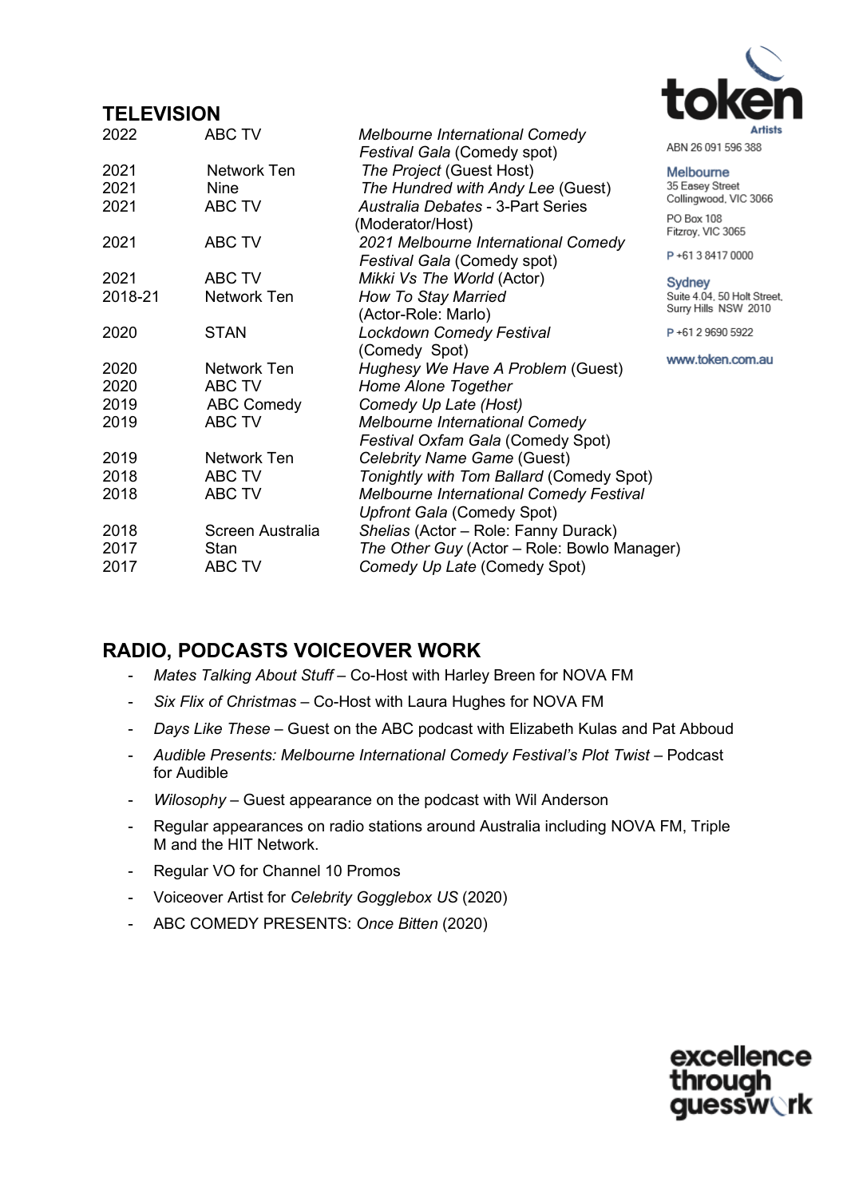## TELEVISION

| | | |
|---|---|---|
| 2022 | ABC TV | *Melbourne International Comedy Festival Gala* (Comedy spot) |
| 2021 | Network Ten | *The Project* (Guest Host) |
| 2021 | Nine | *The Hundred with Andy Lee* (Guest) |
| 2021 | ABC TV | *Australia Debates* - 3-Part Series (Moderator/Host) |
| 2021 | ABC TV | *2021 Melbourne International Comedy Festival Gala* (Comedy spot) |
| 2021 | ABC TV | *Mikki Vs The World* (Actor) |
| 2018-21 | Network Ten | *How To Stay Married* (Actor-Role: Marlo) |
| 2020 | STAN | *Lockdown Comedy Festival* (Comedy Spot) |
| 2020 | Network Ten | *Hughesy We Have A Problem* (Guest) |
| 2020 | ABC TV | *Home Alone Together* |
| 2019 | ABC Comedy | *Comedy Up Late (Host)* |
| 2019 | ABC TV | *Melbourne International Comedy Festival Oxfam Gala* (Comedy Spot) |
| 2019 | Network Ten | *Celebrity Name Game* (Guest) |
| 2018 | ABC TV | *Tonightly with Tom Ballard* (Comedy Spot) |
| 2018 | ABC TV | *Melbourne International Comedy Festival Upfront Gala* (Comedy Spot) |
| 2018 | Screen Australia | *Shelias* (Actor – Role: Fanny Durack) |
| 2017 | Stan | *The Other Guy* (Actor – Role: Bowlo Manager) |
| 2017 | ABC TV | *Comedy Up Late* (Comedy Spot) |

## RADIO, PODCASTS VOICEOVER WORK

- *Mates Talking About Stuff* – Co-Host with Harley Breen for NOVA FM
- *Six Flix of Christmas* – Co-Host with Laura Hughes for NOVA FM
- *Days Like These* – Guest on the ABC podcast with Elizabeth Kulas and Pat Abboud
- *Audible Presents: Melbourne International Comedy Festival's Plot Twist* – Podcast for Audible
- *Wilosophy* – Guest appearance on the podcast with Wil Anderson
- Regular appearances on radio stations around Australia including NOVA FM, Triple M and the HIT Network.
- Regular VO for Channel 10 Promos
- Voiceover Artist for *Celebrity Gogglebox US* (2020)
- ABC COMEDY PRESENTS: *Once Bitten* (2020)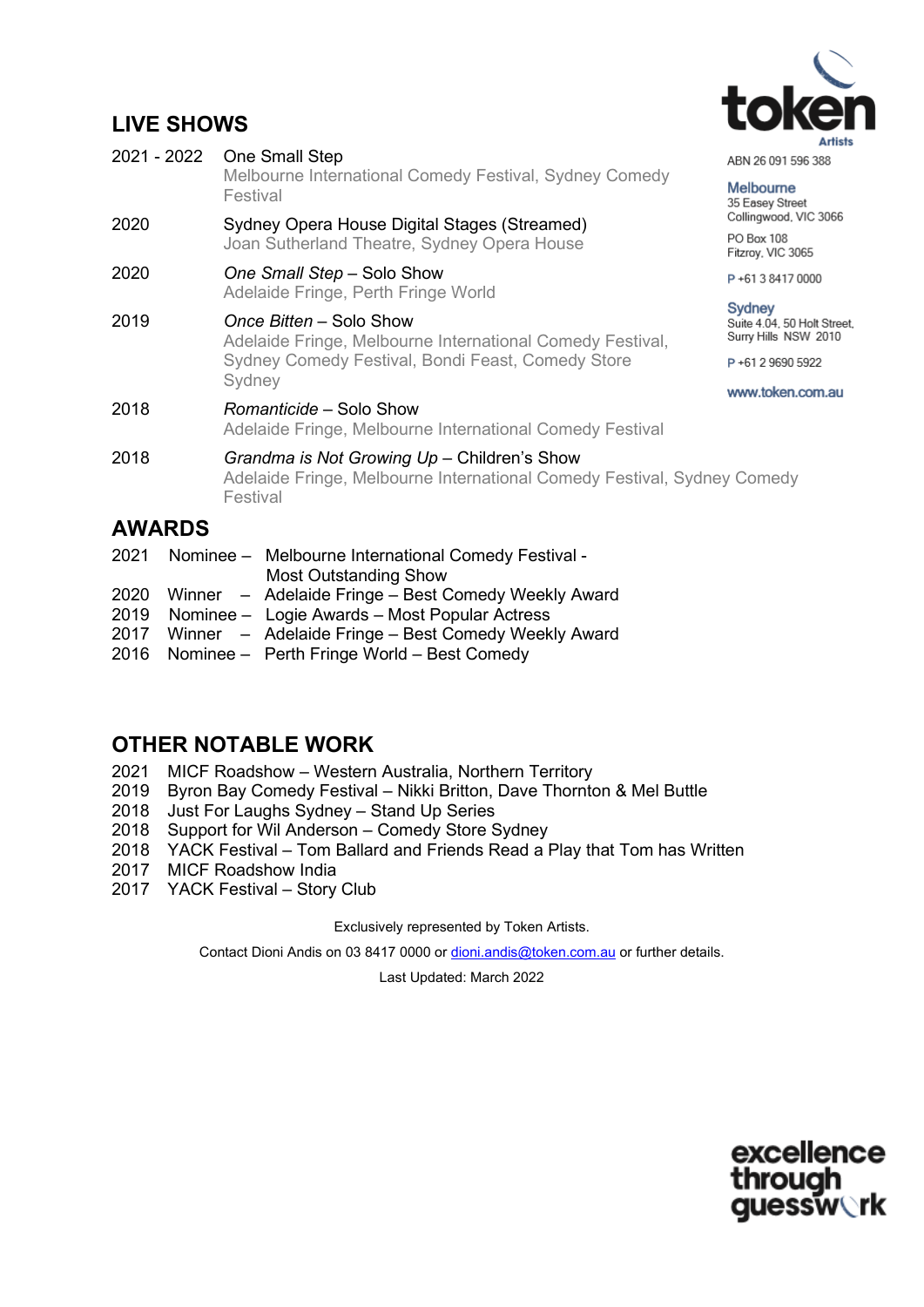## LIVE SHOWS

| | |
|---|---|
| 2021 - 2022 | One Small Step<br>Melbourne International Comedy Festival, Sydney Comedy Festival |
| 2020 | Sydney Opera House Digital Stages (Streamed)<br>Joan Sutherland Theatre, Sydney Opera House |
| 2020 | *One Small Step* – Solo Show<br>Adelaide Fringe, Perth Fringe World |
| 2019 | *Once Bitten* – Solo Show<br>Adelaide Fringe, Melbourne International Comedy Festival, Sydney Comedy Festival, Bondi Feast, Comedy Store Sydney |
| 2018 | *Romanticide* – Solo Show<br>Adelaide Fringe, Melbourne International Comedy Festival |
| 2018 | *Grandma is Not Growing Up* – Children's Show<br>Adelaide Fringe, Melbourne International Comedy Festival, Sydney Comedy Festival |

token Artists

ABN 26 091 596 388

**Melbourne**
35 Easey Street
Collingwood, VIC 3066

PO Box 108
Fitzroy, VIC 3065

P +61 3 8417 0000

**Sydney**
Suite 4.04, 50 Holt Street,
Surry Hills NSW 2010

P +61 2 9690 5922

www.token.com.au

## AWARDS

2021 Nominee – Melbourne International Comedy Festival - Most Outstanding Show
2020 Winner – Adelaide Fringe – Best Comedy Weekly Award
2019 Nominee – Logie Awards – Most Popular Actress
2017 Winner – Adelaide Fringe – Best Comedy Weekly Award
2016 Nominee – Perth Fringe World – Best Comedy

## OTHER NOTABLE WORK

2021 MICF Roadshow – Western Australia, Northern Territory
2019 Byron Bay Comedy Festival – Nikki Britton, Dave Thornton & Mel Buttle
2018 Just For Laughs Sydney – Stand Up Series
2018 Support for Wil Anderson – Comedy Store Sydney
2018 YACK Festival – Tom Ballard and Friends Read a Play that Tom has Written
2017 MICF Roadshow India
2017 YACK Festival – Story Club

Exclusively represented by Token Artists.

Contact Dioni Andis on 03 8417 0000 or dioni.andis@token.com.au or further details.

Last Updated: March 2022

excellence through guesswork